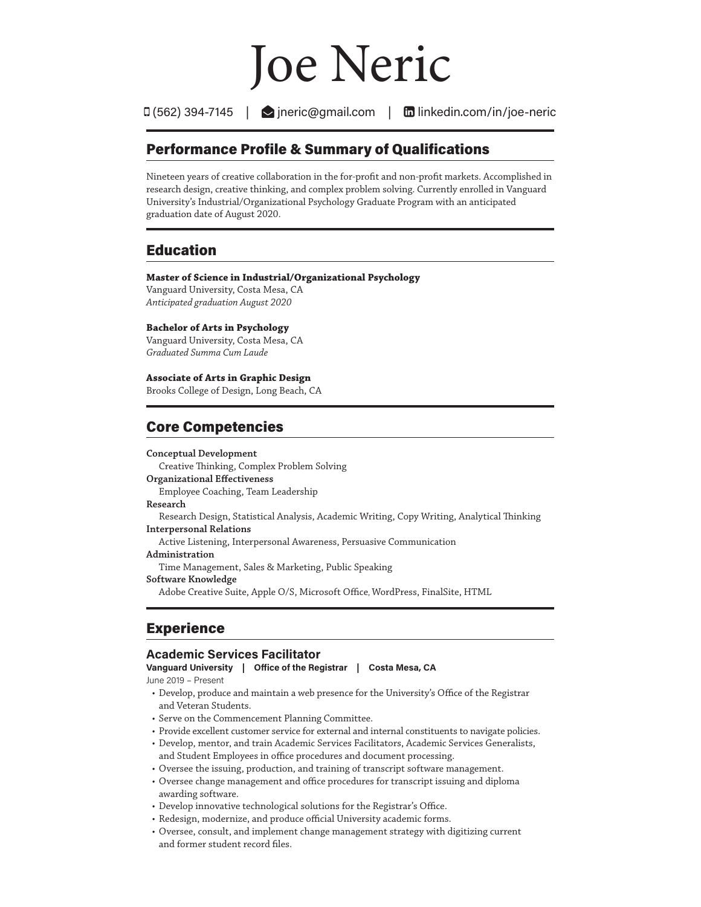# Joe Neric

(562) 394-7145 | jneric@gmail.com | linkedin.com/in/joe-neric

## Performance Profile & Summary of Qualifications

Nineteen years of creative collaboration in the for-profit and non-profit markets. Accomplished in research design, creative thinking, and complex problem solving. Currently enrolled in Vanguard University's Industrial/Organizational Psychology Graduate Program with an anticipated graduation date of August 2020.

## Education

**Master of Science in Industrial/Organizational Psychology**
Vanguard University, Costa Mesa, CA
*Anticipated graduation August 2020*

**Bachelor of Arts in Psychology**
Vanguard University, Costa Mesa, CA
*Graduated Summa Cum Laude*

**Associate of Arts in Graphic Design**
Brooks College of Design, Long Beach, CA

## Core Competencies

**Conceptual Development**
Creative Thinking, Complex Problem Solving
**Organizational Effectiveness**
Employee Coaching, Team Leadership
**Research**
Research Design, Statistical Analysis, Academic Writing, Copy Writing, Analytical Thinking
**Interpersonal Relations**
Active Listening, Interpersonal Awareness, Persuasive Communication
**Administration**
Time Management, Sales & Marketing, Public Speaking
**Software Knowledge**
Adobe Creative Suite, Apple O/S, Microsoft Office, WordPress, FinalSite, HTML

## Experience

### Academic Services Facilitator

**Vanguard University | Office of the Registrar | Costa Mesa, CA**
June 2019 – Present

- Develop, produce and maintain a web presence for the University's Office of the Registrar and Veteran Students.
- Serve on the Commencement Planning Committee.
- Provide excellent customer service for external and internal constituents to navigate policies.
- Develop, mentor, and train Academic Services Facilitators, Academic Services Generalists, and Student Employees in office procedures and document processing.
- Oversee the issuing, production, and training of transcript software management.
- Oversee change management and office procedures for transcript issuing and diploma awarding software.
- Develop innovative technological solutions for the Registrar's Office.
- Redesign, modernize, and produce official University academic forms.
- Oversee, consult, and implement change management strategy with digitizing current and former student record files.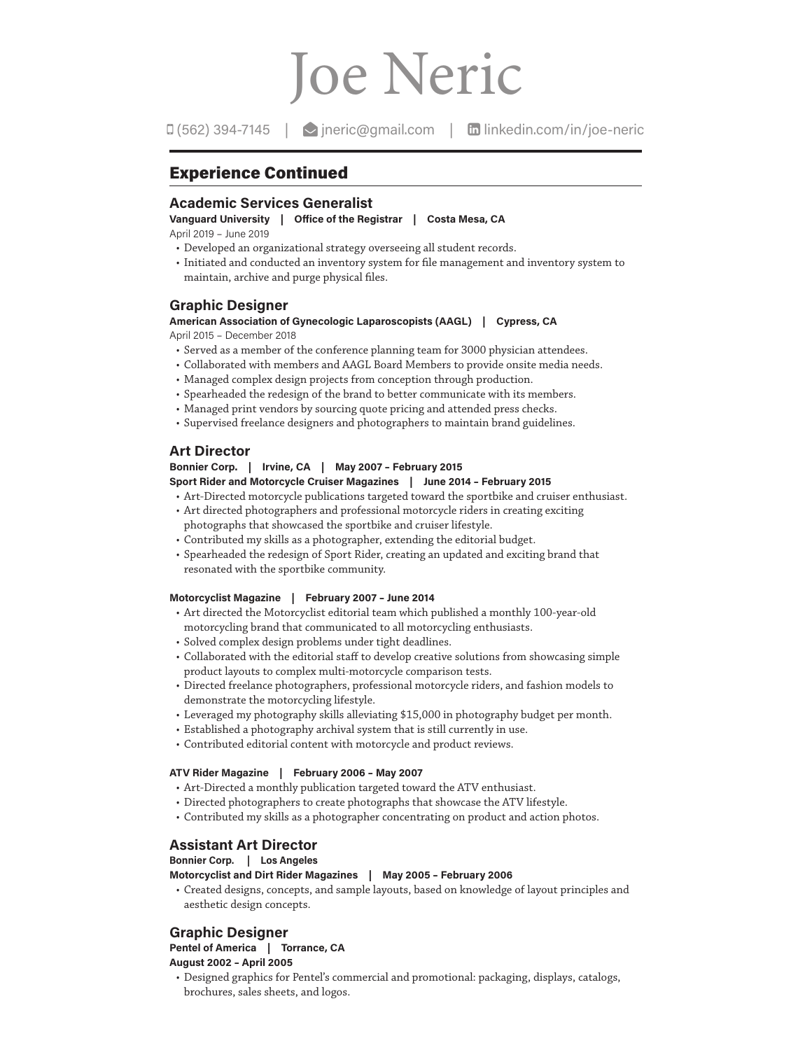# Joe Neric

(562) 394-7145 | jneric@gmail.com | linkedin.com/in/joe-neric

## Experience Continued

### Academic Services Generalist

**Vanguard University | Office of the Registrar | Costa Mesa, CA**

April 2019 – June 2019

- Developed an organizational strategy overseeing all student records.
- Initiated and conducted an inventory system for file management and inventory system to maintain, archive and purge physical files.

### Graphic Designer

**American Association of Gynecologic Laparoscopists (AAGL) | Cypress, CA**

April 2015 – December 2018

- Served as a member of the conference planning team for 3000 physician attendees.
- Collaborated with members and AAGL Board Members to provide onsite media needs.
- Managed complex design projects from conception through production.
- Spearheaded the redesign of the brand to better communicate with its members.
- Managed print vendors by sourcing quote pricing and attended press checks.
- Supervised freelance designers and photographers to maintain brand guidelines.

### Art Director

**Bonnier Corp. | Irvine, CA | May 2007 – February 2015**

**Sport Rider and Motorcycle Cruiser Magazines | June 2014 – February 2015**

- Art-Directed motorcycle publications targeted toward the sportbike and cruiser enthusiast.
- Art directed photographers and professional motorcycle riders in creating exciting photographs that showcased the sportbike and cruiser lifestyle.
- Contributed my skills as a photographer, extending the editorial budget.
- Spearheaded the redesign of Sport Rider, creating an updated and exciting brand that resonated with the sportbike community.

**Motorcyclist Magazine | February 2007 – June 2014**

- Art directed the Motorcyclist editorial team which published a monthly 100-year-old motorcycling brand that communicated to all motorcycling enthusiasts.
- Solved complex design problems under tight deadlines.
- Collaborated with the editorial staff to develop creative solutions from showcasing simple product layouts to complex multi-motorcycle comparison tests.
- Directed freelance photographers, professional motorcycle riders, and fashion models to demonstrate the motorcycling lifestyle.
- Leveraged my photography skills alleviating $15,000 in photography budget per month.
- Established a photography archival system that is still currently in use.
- Contributed editorial content with motorcycle and product reviews.

**ATV Rider Magazine | February 2006 – May 2007**

- Art-Directed a monthly publication targeted toward the ATV enthusiast.
- Directed photographers to create photographs that showcase the ATV lifestyle.
- Contributed my skills as a photographer concentrating on product and action photos.

### Assistant Art Director

**Bonnier Corp. | Los Angeles**

**Motorcyclist and Dirt Rider Magazines | May 2005 – February 2006**

- Created designs, concepts, and sample layouts, based on knowledge of layout principles and aesthetic design concepts.

### Graphic Designer

**Pentel of America | Torrance, CA**

**August 2002 – April 2005**

- Designed graphics for Pentel's commercial and promotional: packaging, displays, catalogs, brochures, sales sheets, and logos.